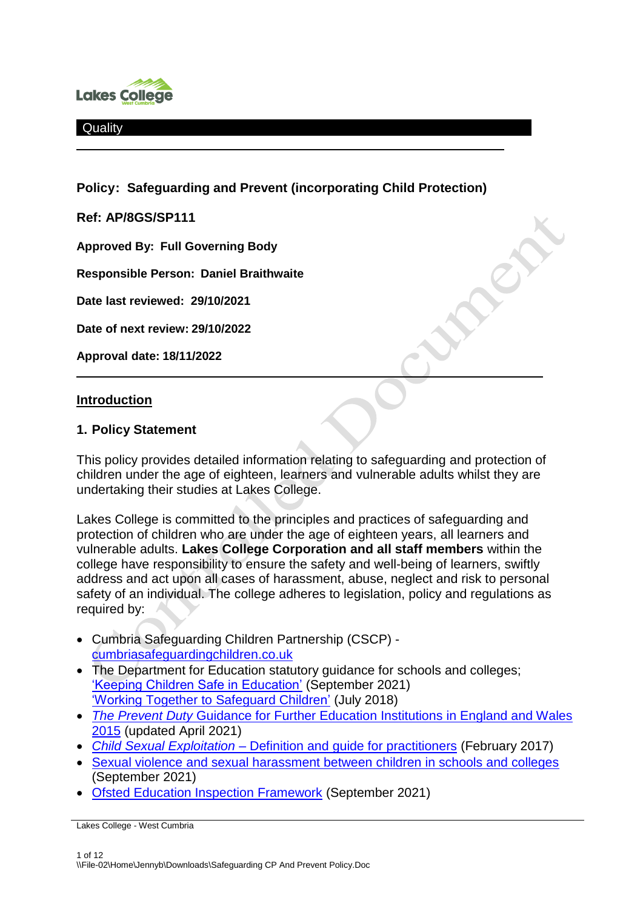Lakes College

Quality

**Policy: Safeguarding and Prevent (incorporating Child Protection)**

**Ref: AP/8GS/SP111**

**Approved By: Full Governing Body**

**Responsible Person: Daniel Braithwaite**

**Date last reviewed: 29/10/2021**

**Date of next review: 29/10/2022**

**Approval date: 18/11/2022**

## Introduction

### 1. Policy Statement

This policy provides detailed information relating to safeguarding and protection of children under the age of eighteen, learners and vulnerable adults whilst they are undertaking their studies at Lakes College.

Lakes College is committed to the principles and practices of safeguarding and protection of children who are under the age of eighteen years, all learners and vulnerable adults. **Lakes College Corporation and all staff members** within the college have responsibility to ensure the safety and well-being of learners, swiftly address and act upon all cases of harassment, abuse, neglect and risk to personal safety of an individual. The college adheres to legislation, policy and regulations as required by:

- Cumbria Safeguarding Children Partnership (CSCP) - cumbriasafeguardingchildren.co.uk
- The Department for Education statutory guidance for schools and colleges; 'Keeping Children Safe in Education' (September 2021) 'Working Together to Safeguard Children' (July 2018)
- *The Prevent Duty* Guidance for Further Education Institutions in England and Wales 2015 (updated April 2021)
- *Child Sexual Exploitation* – Definition and guide for practitioners (February 2017)
- Sexual violence and sexual harassment between children in schools and colleges (September 2021)
- Ofsted Education Inspection Framework (September 2021)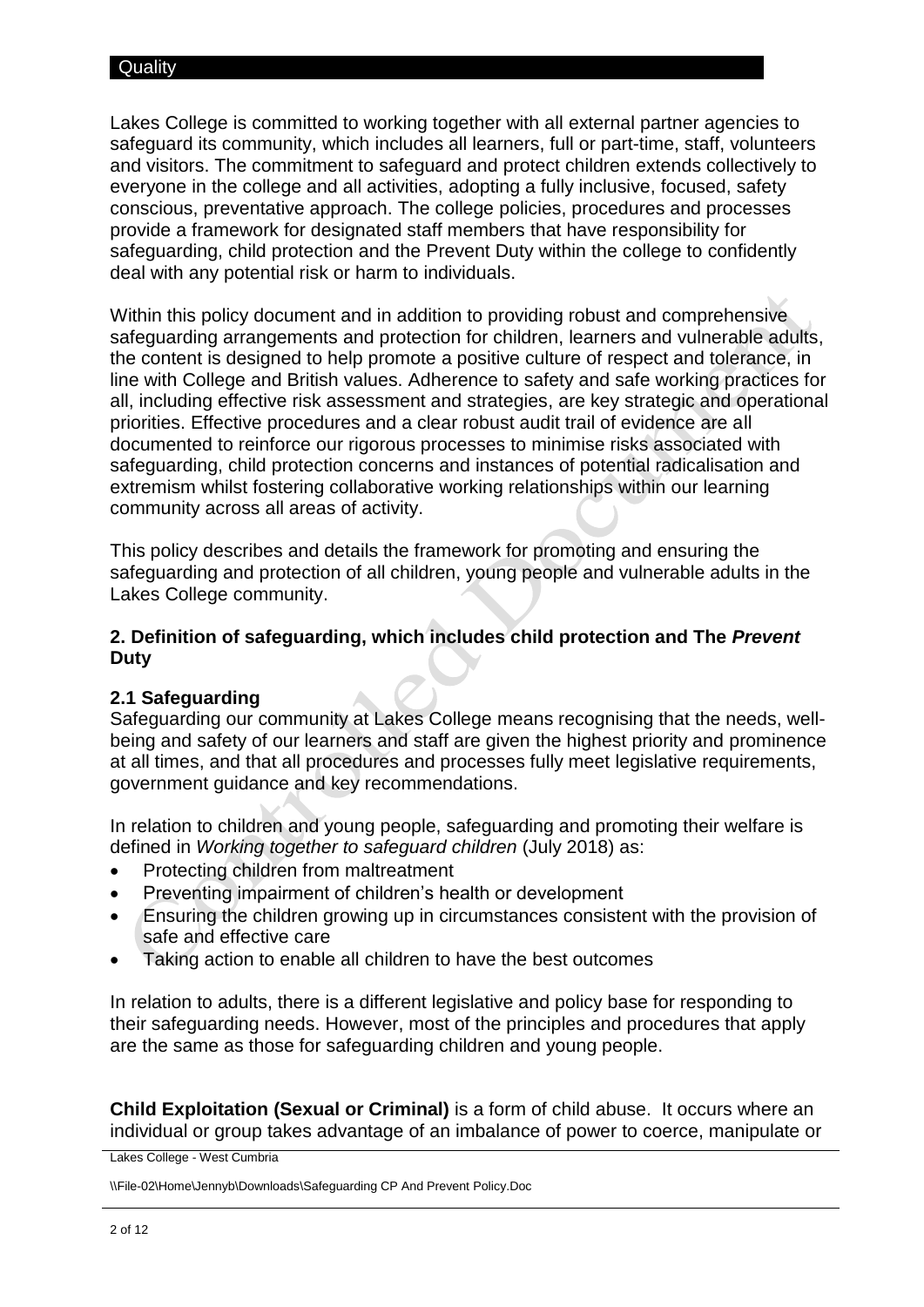Lakes College is committed to working together with all external partner agencies to safeguard its community, which includes all learners, full or part-time, staff, volunteers and visitors. The commitment to safeguard and protect children extends collectively to everyone in the college and all activities, adopting a fully inclusive, focused, safety conscious, preventative approach. The college policies, procedures and processes provide a framework for designated staff members that have responsibility for safeguarding, child protection and the Prevent Duty within the college to confidently deal with any potential risk or harm to individuals.

Within this policy document and in addition to providing robust and comprehensive safeguarding arrangements and protection for children, learners and vulnerable adults, the content is designed to help promote a positive culture of respect and tolerance, in line with College and British values. Adherence to safety and safe working practices for all, including effective risk assessment and strategies, are key strategic and operational priorities. Effective procedures and a clear robust audit trail of evidence are all documented to reinforce our rigorous processes to minimise risks associated with safeguarding, child protection concerns and instances of potential radicalisation and extremism whilst fostering collaborative working relationships within our learning community across all areas of activity.

This policy describes and details the framework for promoting and ensuring the safeguarding and protection of all children, young people and vulnerable adults in the Lakes College community.

## 2. Definition of safeguarding, which includes child protection and The *Prevent* Duty

### 2.1 Safeguarding

Safeguarding our community at Lakes College means recognising that the needs, well-being and safety of our learners and staff are given the highest priority and prominence at all times, and that all procedures and processes fully meet legislative requirements, government guidance and key recommendations.

In relation to children and young people, safeguarding and promoting their welfare is defined in *Working together to safeguard children* (July 2018) as:

- Protecting children from maltreatment
- Preventing impairment of children's health or development
- Ensuring the children growing up in circumstances consistent with the provision of safe and effective care
- Taking action to enable all children to have the best outcomes

In relation to adults, there is a different legislative and policy base for responding to their safeguarding needs. However, most of the principles and procedures that apply are the same as those for safeguarding children and young people.

**Child Exploitation (Sexual or Criminal)** is a form of child abuse. It occurs where an individual or group takes advantage of an imbalance of power to coerce, manipulate or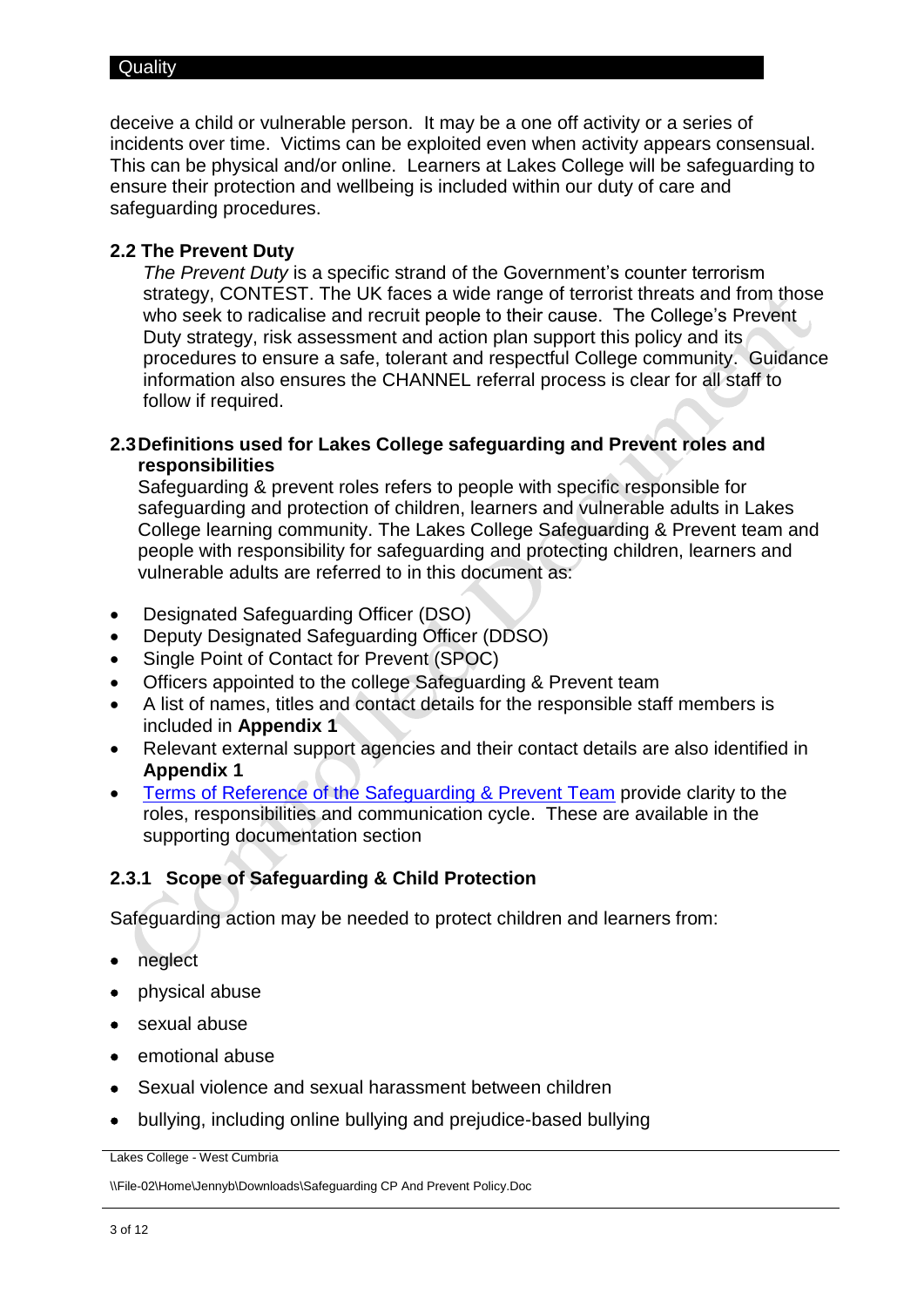deceive a child or vulnerable person. It may be a one off activity or a series of incidents over time. Victims can be exploited even when activity appears consensual. This can be physical and/or online. Learners at Lakes College will be safeguarding to ensure their protection and wellbeing is included within our duty of care and safeguarding procedures.

### 2.2 The Prevent Duty

*The Prevent Duty* is a specific strand of the Government's counter terrorism strategy, CONTEST. The UK faces a wide range of terrorist threats and from those who seek to radicalise and recruit people to their cause. The College's Prevent Duty strategy, risk assessment and action plan support this policy and its procedures to ensure a safe, tolerant and respectful College community. Guidance information also ensures the CHANNEL referral process is clear for all staff to follow if required.

### 2.3 Definitions used for Lakes College safeguarding and Prevent roles and responsibilities

Safeguarding & prevent roles refers to people with specific responsible for safeguarding and protection of children, learners and vulnerable adults in Lakes College learning community. The Lakes College Safeguarding & Prevent team and people with responsibility for safeguarding and protecting children, learners and vulnerable adults are referred to in this document as:

- Designated Safeguarding Officer (DSO)
- Deputy Designated Safeguarding Officer (DDSO)
- Single Point of Contact for Prevent (SPOC)
- Officers appointed to the college Safeguarding & Prevent team
- A list of names, titles and contact details for the responsible staff members is included in **Appendix 1**
- Relevant external support agencies and their contact details are also identified in **Appendix 1**
- Terms of Reference of the Safeguarding & Prevent Team provide clarity to the roles, responsibilities and communication cycle. These are available in the supporting documentation section

#### 2.3.1 Scope of Safeguarding & Child Protection

Safeguarding action may be needed to protect children and learners from:

- neglect
- physical abuse
- sexual abuse
- emotional abuse
- Sexual violence and sexual harassment between children
- bullying, including online bullying and prejudice-based bullying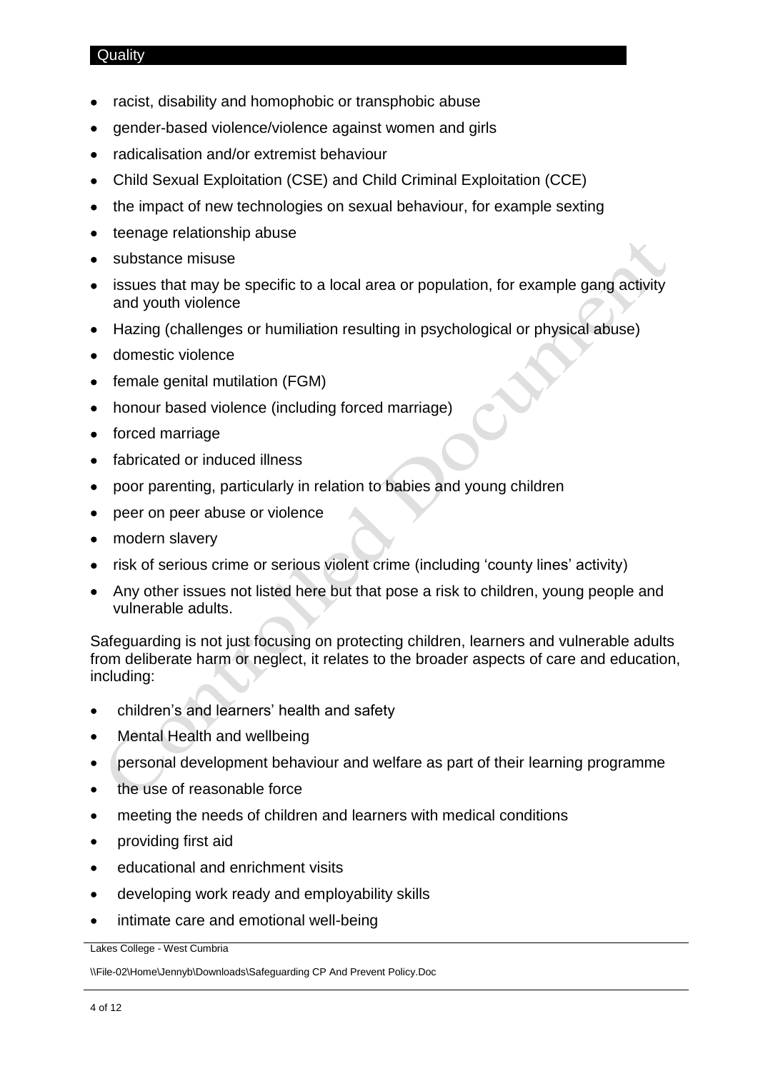- racist, disability and homophobic or transphobic abuse
- gender-based violence/violence against women and girls
- radicalisation and/or extremist behaviour
- Child Sexual Exploitation (CSE) and Child Criminal Exploitation (CCE)
- the impact of new technologies on sexual behaviour, for example sexting
- teenage relationship abuse
- substance misuse
- issues that may be specific to a local area or population, for example gang activity and youth violence
- Hazing (challenges or humiliation resulting in psychological or physical abuse)
- domestic violence
- female genital mutilation (FGM)
- honour based violence (including forced marriage)
- forced marriage
- fabricated or induced illness
- poor parenting, particularly in relation to babies and young children
- peer on peer abuse or violence
- modern slavery
- risk of serious crime or serious violent crime (including 'county lines' activity)
- Any other issues not listed here but that pose a risk to children, young people and vulnerable adults.

Safeguarding is not just focusing on protecting children, learners and vulnerable adults from deliberate harm or neglect, it relates to the broader aspects of care and education, including:

- children's and learners' health and safety
- Mental Health and wellbeing
- personal development behaviour and welfare as part of their learning programme
- the use of reasonable force
- meeting the needs of children and learners with medical conditions
- providing first aid
- educational and enrichment visits
- developing work ready and employability skills
- intimate care and emotional well-being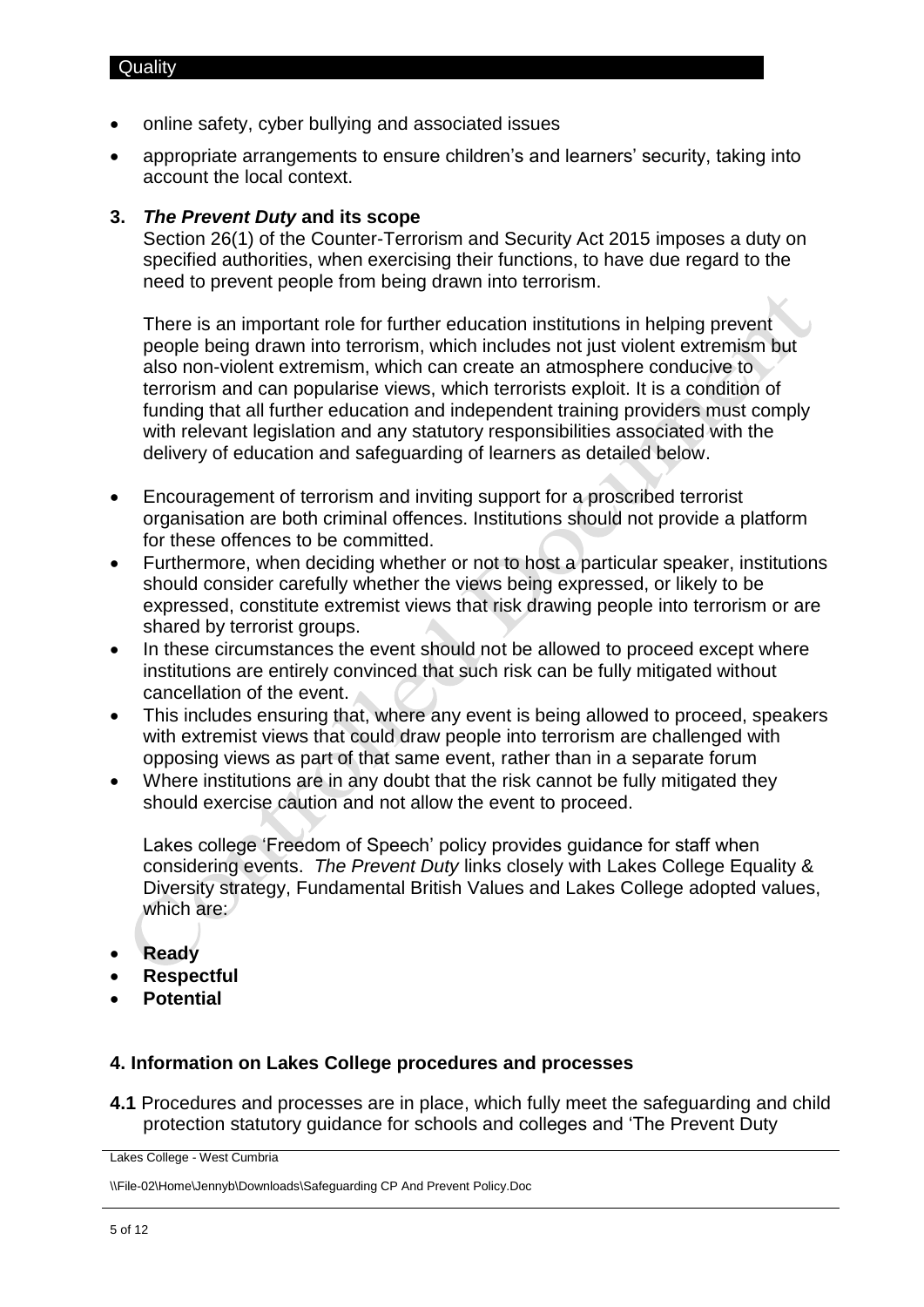- online safety, cyber bullying and associated issues
- appropriate arrangements to ensure children's and learners' security, taking into account the local context.

## 3. *The Prevent Duty* and its scope

Section 26(1) of the Counter-Terrorism and Security Act 2015 imposes a duty on specified authorities, when exercising their functions, to have due regard to the need to prevent people from being drawn into terrorism.

There is an important role for further education institutions in helping prevent people being drawn into terrorism, which includes not just violent extremism but also non-violent extremism, which can create an atmosphere conducive to terrorism and can popularise views, which terrorists exploit. It is a condition of funding that all further education and independent training providers must comply with relevant legislation and any statutory responsibilities associated with the delivery of education and safeguarding of learners as detailed below.

- Encouragement of terrorism and inviting support for a proscribed terrorist organisation are both criminal offences. Institutions should not provide a platform for these offences to be committed.
- Furthermore, when deciding whether or not to host a particular speaker, institutions should consider carefully whether the views being expressed, or likely to be expressed, constitute extremist views that risk drawing people into terrorism or are shared by terrorist groups.
- In these circumstances the event should not be allowed to proceed except where institutions are entirely convinced that such risk can be fully mitigated without cancellation of the event.
- This includes ensuring that, where any event is being allowed to proceed, speakers with extremist views that could draw people into terrorism are challenged with opposing views as part of that same event, rather than in a separate forum
- Where institutions are in any doubt that the risk cannot be fully mitigated they should exercise caution and not allow the event to proceed.

Lakes college 'Freedom of Speech' policy provides guidance for staff when considering events. *The Prevent Duty* links closely with Lakes College Equality & Diversity strategy, Fundamental British Values and Lakes College adopted values, which are:

- **Ready**
- **Respectful**
- **Potential**

## 4. Information on Lakes College procedures and processes

**4.1** Procedures and processes are in place, which fully meet the safeguarding and child protection statutory guidance for schools and colleges and 'The Prevent Duty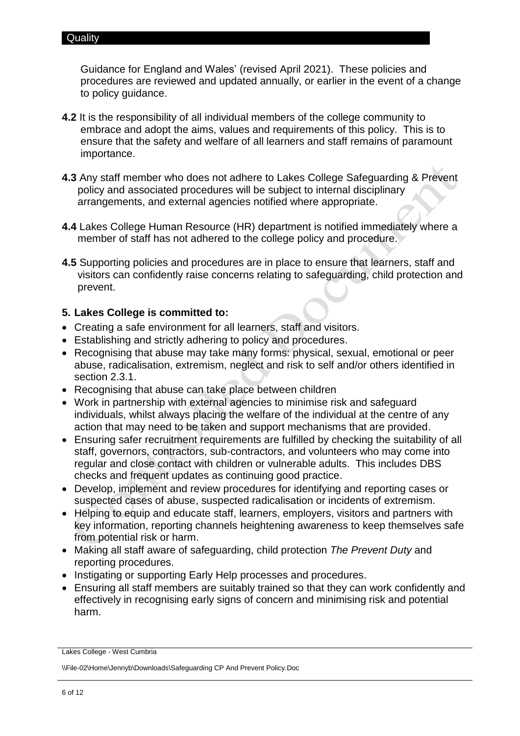Guidance for England and Wales' (revised April 2021). These policies and procedures are reviewed and updated annually, or earlier in the event of a change to policy guidance.

**4.2** It is the responsibility of all individual members of the college community to embrace and adopt the aims, values and requirements of this policy. This is to ensure that the safety and welfare of all learners and staff remains of paramount importance.

**4.3** Any staff member who does not adhere to Lakes College Safeguarding & Prevent policy and associated procedures will be subject to internal disciplinary arrangements, and external agencies notified where appropriate.

**4.4** Lakes College Human Resource (HR) department is notified immediately where a member of staff has not adhered to the college policy and procedure.

**4.5** Supporting policies and procedures are in place to ensure that learners, staff and visitors can confidently raise concerns relating to safeguarding, child protection and prevent.

## 5. Lakes College is committed to:

- Creating a safe environment for all learners, staff and visitors.
- Establishing and strictly adhering to policy and procedures.
- Recognising that abuse may take many forms: physical, sexual, emotional or peer abuse, radicalisation, extremism, neglect and risk to self and/or others identified in section 2.3.1.
- Recognising that abuse can take place between children
- Work in partnership with external agencies to minimise risk and safeguard individuals, whilst always placing the welfare of the individual at the centre of any action that may need to be taken and support mechanisms that are provided.
- Ensuring safer recruitment requirements are fulfilled by checking the suitability of all staff, governors, contractors, sub-contractors, and volunteers who may come into regular and close contact with children or vulnerable adults. This includes DBS checks and frequent updates as continuing good practice.
- Develop, implement and review procedures for identifying and reporting cases or suspected cases of abuse, suspected radicalisation or incidents of extremism.
- Helping to equip and educate staff, learners, employers, visitors and partners with key information, reporting channels heightening awareness to keep themselves safe from potential risk or harm.
- Making all staff aware of safeguarding, child protection *The Prevent Duty* and reporting procedures.
- Instigating or supporting Early Help processes and procedures.
- Ensuring all staff members are suitably trained so that they can work confidently and effectively in recognising early signs of concern and minimising risk and potential harm.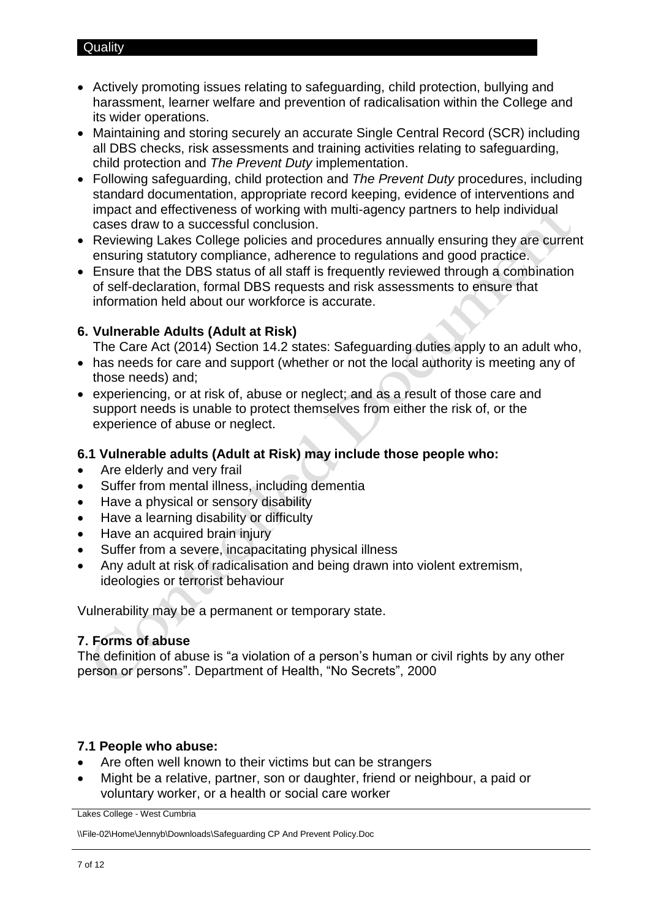- Actively promoting issues relating to safeguarding, child protection, bullying and harassment, learner welfare and prevention of radicalisation within the College and its wider operations.
- Maintaining and storing securely an accurate Single Central Record (SCR) including all DBS checks, risk assessments and training activities relating to safeguarding, child protection and *The Prevent Duty* implementation.
- Following safeguarding, child protection and *The Prevent Duty* procedures, including standard documentation, appropriate record keeping, evidence of interventions and impact and effectiveness of working with multi-agency partners to help individual cases draw to a successful conclusion.
- Reviewing Lakes College policies and procedures annually ensuring they are current ensuring statutory compliance, adherence to regulations and good practice.
- Ensure that the DBS status of all staff is frequently reviewed through a combination of self-declaration, formal DBS requests and risk assessments to ensure that information held about our workforce is accurate.

## 6. Vulnerable Adults (Adult at Risk)

The Care Act (2014) Section 14.2 states: Safeguarding duties apply to an adult who,

- has needs for care and support (whether or not the local authority is meeting any of those needs) and;
- experiencing, or at risk of, abuse or neglect; and as a result of those care and support needs is unable to protect themselves from either the risk of, or the experience of abuse or neglect.

### 6.1 Vulnerable adults (Adult at Risk) may include those people who:

- Are elderly and very frail
- Suffer from mental illness, including dementia
- Have a physical or sensory disability
- Have a learning disability or difficulty
- Have an acquired brain injury
- Suffer from a severe, incapacitating physical illness
- Any adult at risk of radicalisation and being drawn into violent extremism, ideologies or terrorist behaviour

Vulnerability may be a permanent or temporary state.

## 7. Forms of abuse

The definition of abuse is "a violation of a person's human or civil rights by any other person or persons". Department of Health, "No Secrets", 2000

### 7.1 People who abuse:

- Are often well known to their victims but can be strangers
- Might be a relative, partner, son or daughter, friend or neighbour, a paid or voluntary worker, or a health or social care worker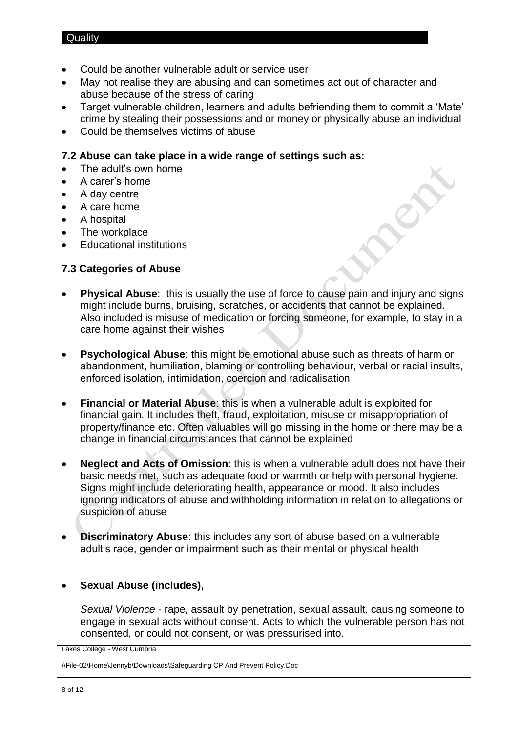- Could be another vulnerable adult or service user
- May not realise they are abusing and can sometimes act out of character and abuse because of the stress of caring
- Target vulnerable children, learners and adults befriending them to commit a 'Mate' crime by stealing their possessions and or money or physically abuse an individual
- Could be themselves victims of abuse

### 7.2 Abuse can take place in a wide range of settings such as:

- The adult's own home
- A carer's home
- A day centre
- A care home
- A hospital
- The workplace
- Educational institutions

### 7.3 Categories of Abuse

- **Physical Abuse**: this is usually the use of force to cause pain and injury and signs might include burns, bruising, scratches, or accidents that cannot be explained. Also included is misuse of medication or forcing someone, for example, to stay in a care home against their wishes

- **Psychological Abuse**: this might be emotional abuse such as threats of harm or abandonment, humiliation, blaming or controlling behaviour, verbal or racial insults, enforced isolation, intimidation, coercion and radicalisation

- **Financial or Material Abuse**: this is when a vulnerable adult is exploited for financial gain. It includes theft, fraud, exploitation, misuse or misappropriation of property/finance etc. Often valuables will go missing in the home or there may be a change in financial circumstances that cannot be explained

- **Neglect and Acts of Omission**: this is when a vulnerable adult does not have their basic needs met, such as adequate food or warmth or help with personal hygiene. Signs might include deteriorating health, appearance or mood. It also includes ignoring indicators of abuse and withholding information in relation to allegations or suspicion of abuse

- **Discriminatory Abuse**: this includes any sort of abuse based on a vulnerable adult's race, gender or impairment such as their mental or physical health

- **Sexual Abuse (includes),**

  *Sexual Violence* - rape, assault by penetration, sexual assault, causing someone to engage in sexual acts without consent. Acts to which the vulnerable person has not consented, or could not consent, or was pressurised into.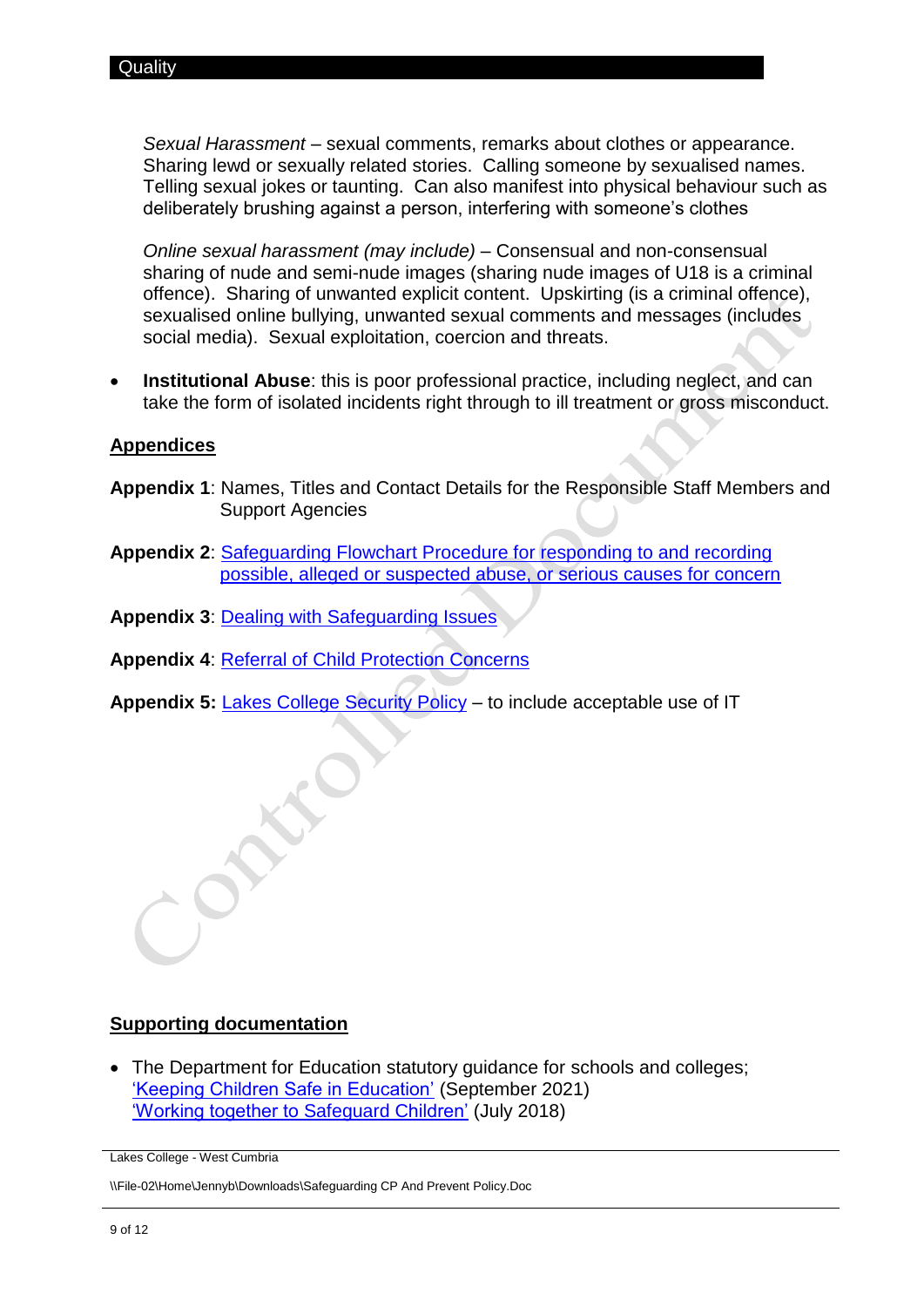*Sexual Harassment* – sexual comments, remarks about clothes or appearance. Sharing lewd or sexually related stories. Calling someone by sexualised names. Telling sexual jokes or taunting. Can also manifest into physical behaviour such as deliberately brushing against a person, interfering with someone's clothes

*Online sexual harassment (may include)* – Consensual and non-consensual sharing of nude and semi-nude images (sharing nude images of U18 is a criminal offence). Sharing of unwanted explicit content. Upskirting (is a criminal offence), sexualised online bullying, unwanted sexual comments and messages (includes social media). Sexual exploitation, coercion and threats.

- **Institutional Abuse**: this is poor professional practice, including neglect, and can take the form of isolated incidents right through to ill treatment or gross misconduct.

## Appendices

**Appendix 1**: Names, Titles and Contact Details for the Responsible Staff Members and Support Agencies

**Appendix 2**: Safeguarding Flowchart Procedure for responding to and recording possible, alleged or suspected abuse, or serious causes for concern

**Appendix 3**: Dealing with Safeguarding Issues

**Appendix 4**: Referral of Child Protection Concerns

**Appendix 5:** Lakes College Security Policy – to include acceptable use of IT

## Supporting documentation

- The Department for Education statutory guidance for schools and colleges; 'Keeping Children Safe in Education' (September 2021) 'Working together to Safeguard Children' (July 2018)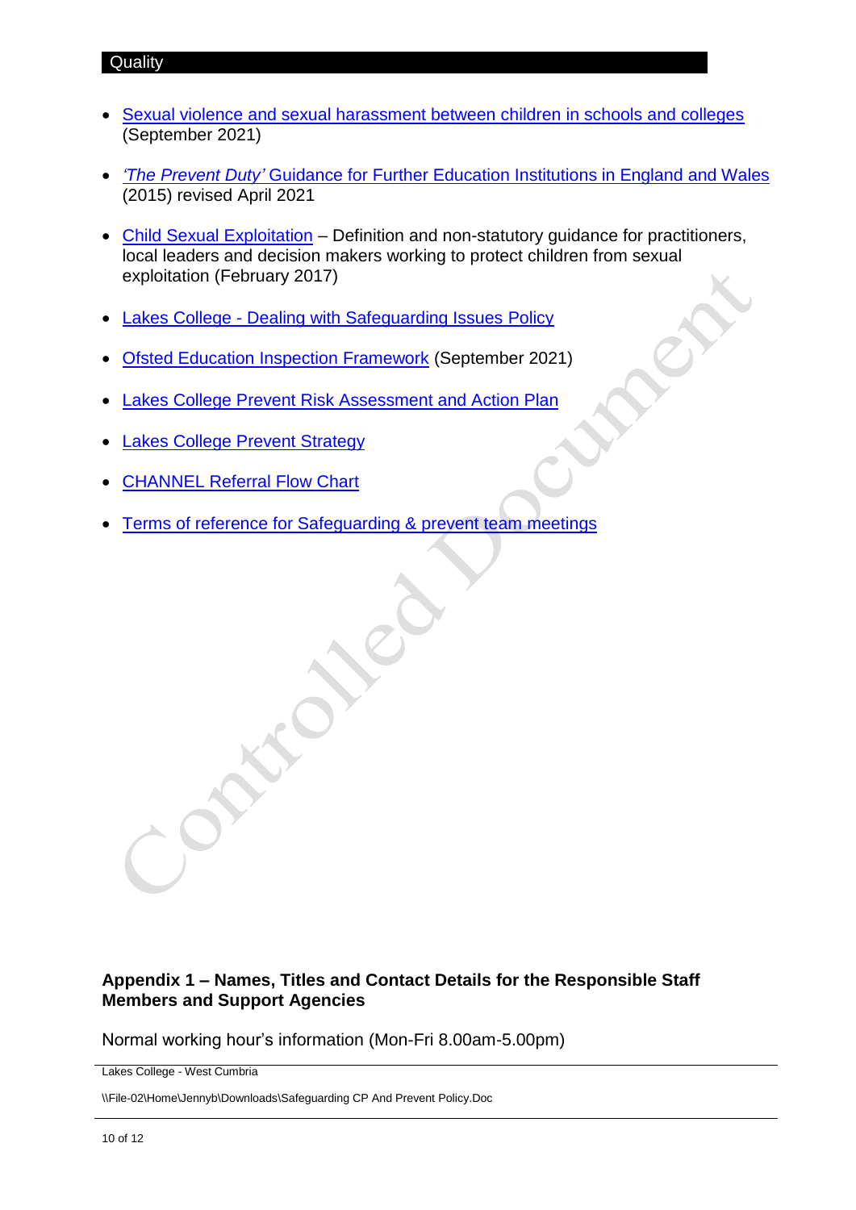- Sexual violence and sexual harassment between children in schools and colleges (September 2021)
- *'The Prevent Duty'* Guidance for Further Education Institutions in England and Wales (2015) revised April 2021
- Child Sexual Exploitation – Definition and non-statutory guidance for practitioners, local leaders and decision makers working to protect children from sexual exploitation (February 2017)
- Lakes College - Dealing with Safeguarding Issues Policy
- Ofsted Education Inspection Framework (September 2021)
- Lakes College Prevent Risk Assessment and Action Plan
- Lakes College Prevent Strategy
- CHANNEL Referral Flow Chart
- Terms of reference for Safeguarding & prevent team meetings

## Appendix 1 – Names, Titles and Contact Details for the Responsible Staff Members and Support Agencies

Normal working hour's information (Mon-Fri 8.00am-5.00pm)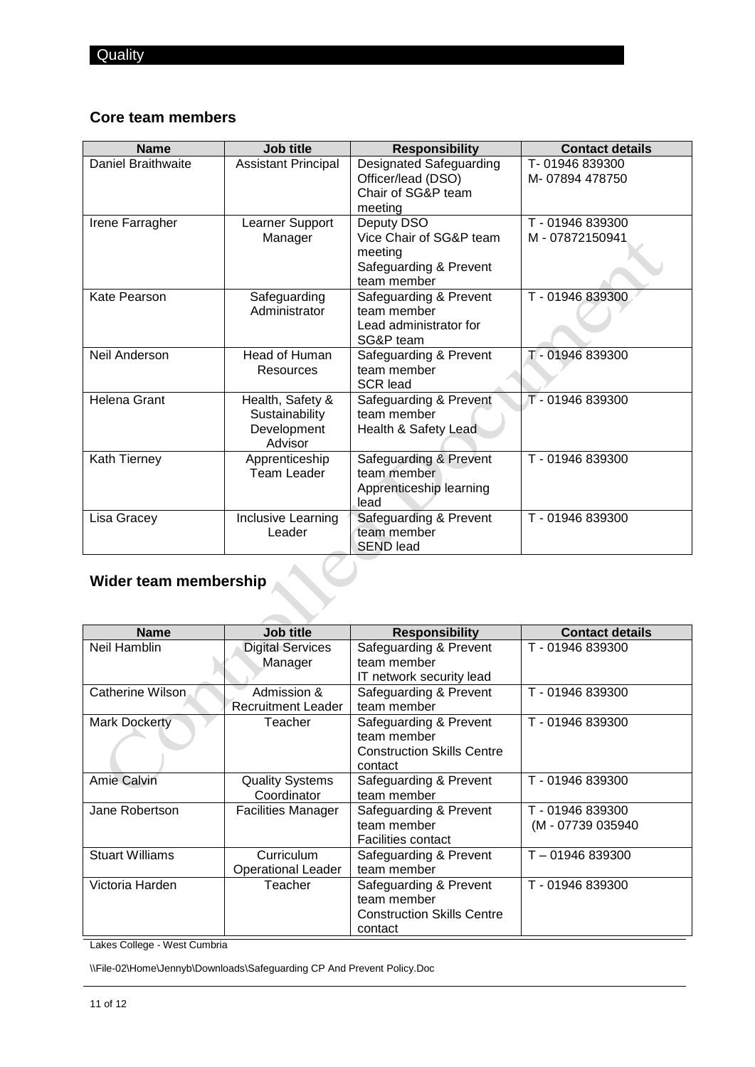## Core team members

| Name | Job title | Responsibility | Contact details |
|---|---|---|---|
| Daniel Braithwaite | Assistant Principal | Designated Safeguarding Officer/lead (DSO)<br>Chair of SG&P team meeting | T- 01946 839300<br>M- 07894 478750 |
| Irene Farragher | Learner Support Manager | Deputy DSO<br>Vice Chair of SG&P team meeting<br>Safeguarding & Prevent team member | T - 01946 839300<br>M - 07872150941 |
| Kate Pearson | Safeguarding Administrator | Safeguarding & Prevent team member<br>Lead administrator for SG&P team | T - 01946 839300 |
| Neil Anderson | Head of Human Resources | Safeguarding & Prevent team member<br>SCR lead | T - 01946 839300 |
| Helena Grant | Health, Safety & Sustainability Development Advisor | Safeguarding & Prevent team member<br>Health & Safety Lead | T - 01946 839300 |
| Kath Tierney | Apprenticeship Team Leader | Safeguarding & Prevent team member<br>Apprenticeship learning lead | T - 01946 839300 |
| Lisa Gracey | Inclusive Learning Leader | Safeguarding & Prevent team member<br>SEND lead | T - 01946 839300 |

## Wider team membership

| Name | Job title | Responsibility | Contact details |
|---|---|---|---|
| Neil Hamblin | Digital Services Manager | Safeguarding & Prevent team member<br>IT network security lead | T - 01946 839300 |
| Catherine Wilson | Admission & Recruitment Leader | Safeguarding & Prevent team member | T - 01946 839300 |
| Mark Dockerty | Teacher | Safeguarding & Prevent team member<br>Construction Skills Centre contact | T - 01946 839300 |
| Amie Calvin | Quality Systems Coordinator | Safeguarding & Prevent team member | T - 01946 839300 |
| Jane Robertson | Facilities Manager | Safeguarding & Prevent team member<br>Facilities contact | T - 01946 839300<br>(M - 07739 035940 |
| Stuart Williams | Curriculum Operational Leader | Safeguarding & Prevent team member | T – 01946 839300 |
| Victoria Harden | Teacher | Safeguarding & Prevent team member<br>Construction Skills Centre contact | T - 01946 839300 |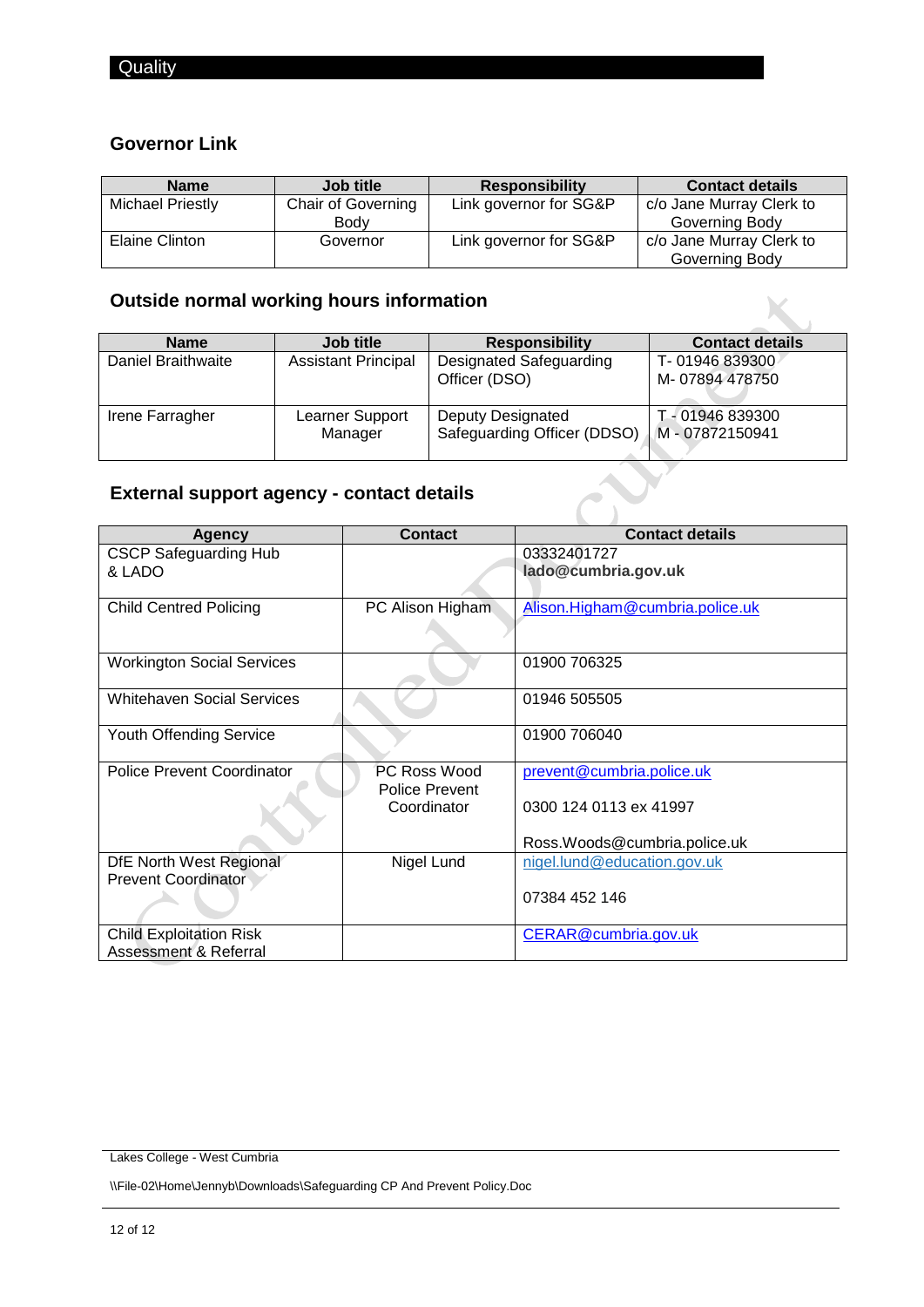## Governor Link

| Name | Job title | Responsibility | Contact details |
|---|---|---|---|
| Michael Priestly | Chair of Governing Body | Link governor for SG&P | c/o Jane Murray Clerk to Governing Body |
| Elaine Clinton | Governor | Link governor for SG&P | c/o Jane Murray Clerk to Governing Body |

## Outside normal working hours information

| Name | Job title | Responsibility | Contact details |
|---|---|---|---|
| Daniel Braithwaite | Assistant Principal | Designated Safeguarding Officer (DSO) | T- 01946 839300<br>M- 07894 478750 |
| Irene Farragher | Learner Support Manager | Deputy Designated Safeguarding Officer (DDSO) | T - 01946 839300<br>M - 07872150941 |

## External support agency - contact details

| Agency | Contact | Contact details |
|---|---|---|
| CSCP Safeguarding Hub & LADO | | 03332401727<br>**lado@cumbria.gov.uk** |
| Child Centred Policing | PC Alison Higham | Alison.Higham@cumbria.police.uk |
| Workington Social Services | | 01900 706325 |
| Whitehaven Social Services | | 01946 505505 |
| Youth Offending Service | | 01900 706040 |
| Police Prevent Coordinator | PC Ross Wood Police Prevent Coordinator | prevent@cumbria.police.uk<br>0300 124 0113 ex 41997<br>Ross.Woods@cumbria.police.uk |
| DfE North West Regional Prevent Coordinator | Nigel Lund | nigel.lund@education.gov.uk<br>07384 452 146 |
| Child Exploitation Risk Assessment & Referral | | CERAR@cumbria.gov.uk |